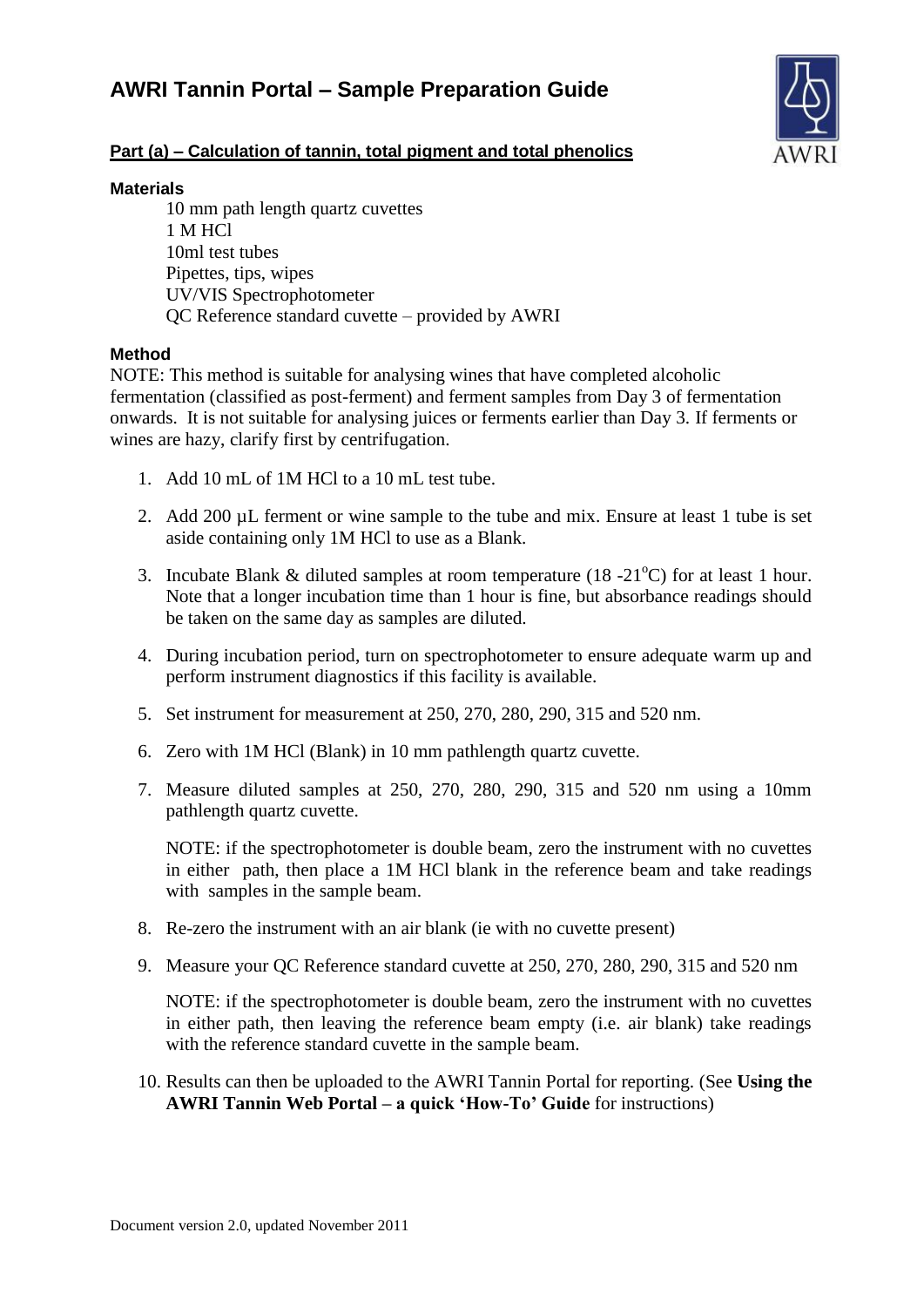# AWRI Tannin Portal – Sample Preparation Guide

## Part (a) – Calculation of tannin, total pigment and total phenolics

### Materials

- 10 mm path length quartz cuvettes
- 1 M HCl
- 10ml test tubes
- Pipettes, tips, wipes
- UV/VIS Spectrophotometer
- QC Reference standard cuvette – provided by AWRI

### Method

NOTE: This method is suitable for analysing wines that have completed alcoholic fermentation (classified as post-ferment) and ferment samples from Day 3 of fermentation onwards. It is not suitable for analysing juices or ferments earlier than Day 3. If ferments or wines are hazy, clarify first by centrifugation.

1. Add 10 mL of 1M HCl to a 10 mL test tube.
2. Add 200 µL ferment or wine sample to the tube and mix. Ensure at least 1 tube is set aside containing only 1M HCl to use as a Blank.
3. Incubate Blank & diluted samples at room temperature (18 -21$^{o}$C) for at least 1 hour. Note that a longer incubation time than 1 hour is fine, but absorbance readings should be taken on the same day as samples are diluted.
4. During incubation period, turn on spectrophotometer to ensure adequate warm up and perform instrument diagnostics if this facility is available.
5. Set instrument for measurement at 250, 270, 280, 290, 315 and 520 nm.
6. Zero with 1M HCl (Blank) in 10 mm pathlength quartz cuvette.
7. Measure diluted samples at 250, 270, 280, 290, 315 and 520 nm using a 10mm pathlength quartz cuvette.

   NOTE: if the spectrophotometer is double beam, zero the instrument with no cuvettes in either path, then place a 1M HCl blank in the reference beam and take readings with samples in the sample beam.

8. Re-zero the instrument with an air blank (ie with no cuvette present)
9. Measure your QC Reference standard cuvette at 250, 270, 280, 290, 315 and 520 nm

   NOTE: if the spectrophotometer is double beam, zero the instrument with no cuvettes in either path, then leaving the reference beam empty (i.e. air blank) take readings with the reference standard cuvette in the sample beam.

10. Results can then be uploaded to the AWRI Tannin Portal for reporting. (See **Using the AWRI Tannin Web Portal – a quick 'How-To' Guide** for instructions)

Document version 2.0, updated November 2011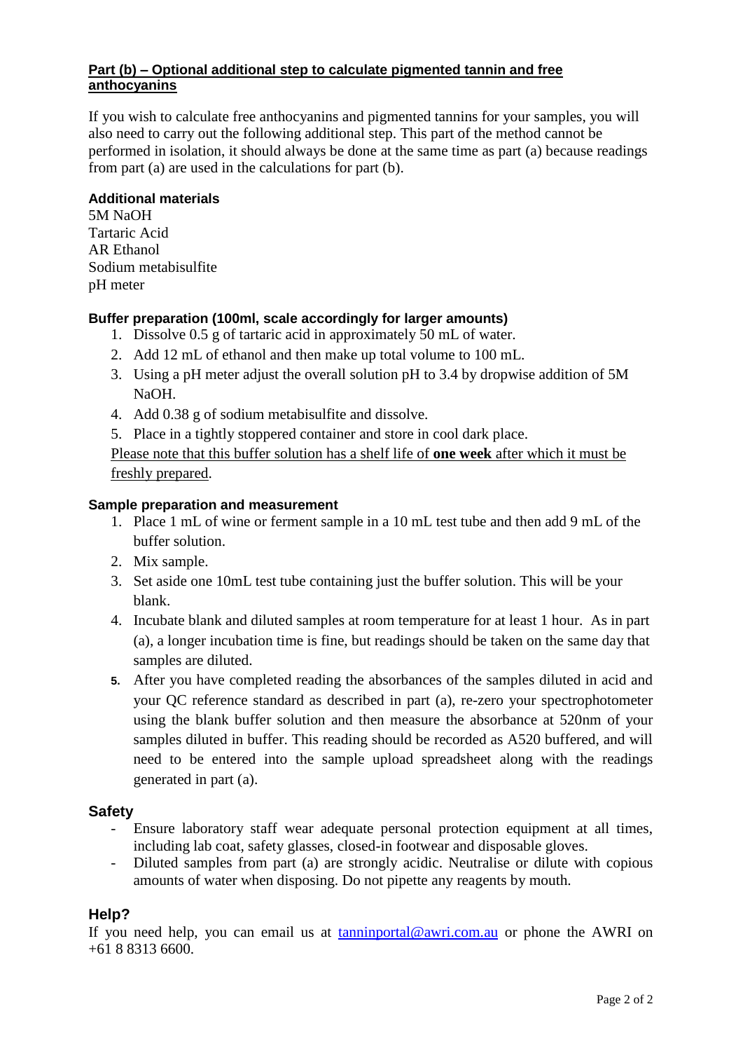## Part (b) – Optional additional step to calculate pigmented tannin and free anthocyanins

If you wish to calculate free anthocyanins and pigmented tannins for your samples, you will also need to carry out the following additional step. This part of the method cannot be performed in isolation, it should always be done at the same time as part (a) because readings from part (a) are used in the calculations for part (b).

### Additional materials

5M NaOH
Tartaric Acid
AR Ethanol
Sodium metabisulfite
pH meter

### Buffer preparation (100ml, scale accordingly for larger amounts)

1. Dissolve 0.5 g of tartaric acid in approximately 50 mL of water.
2. Add 12 mL of ethanol and then make up total volume to 100 mL.
3. Using a pH meter adjust the overall solution pH to 3.4 by dropwise addition of 5M NaOH.
4. Add 0.38 g of sodium metabisulfite and dissolve.
5. Place in a tightly stoppered container and store in cool dark place.

Please note that this buffer solution has a shelf life of **one week** after which it must be freshly prepared.

### Sample preparation and measurement

1. Place 1 mL of wine or ferment sample in a 10 mL test tube and then add 9 mL of the buffer solution.
2. Mix sample.
3. Set aside one 10mL test tube containing just the buffer solution. This will be your blank.
4. Incubate blank and diluted samples at room temperature for at least 1 hour. As in part (a), a longer incubation time is fine, but readings should be taken on the same day that samples are diluted.
5. After you have completed reading the absorbances of the samples diluted in acid and your QC reference standard as described in part (a), re-zero your spectrophotometer using the blank buffer solution and then measure the absorbance at 520nm of your samples diluted in buffer. This reading should be recorded as A520 buffered, and will need to be entered into the sample upload spreadsheet along with the readings generated in part (a).

### Safety

- Ensure laboratory staff wear adequate personal protection equipment at all times, including lab coat, safety glasses, closed-in footwear and disposable gloves.
- Diluted samples from part (a) are strongly acidic. Neutralise or dilute with copious amounts of water when disposing. Do not pipette any reagents by mouth.

### Help?

If you need help, you can email us at tanninportal@awri.com.au or phone the AWRI on +61 8 8313 6600.